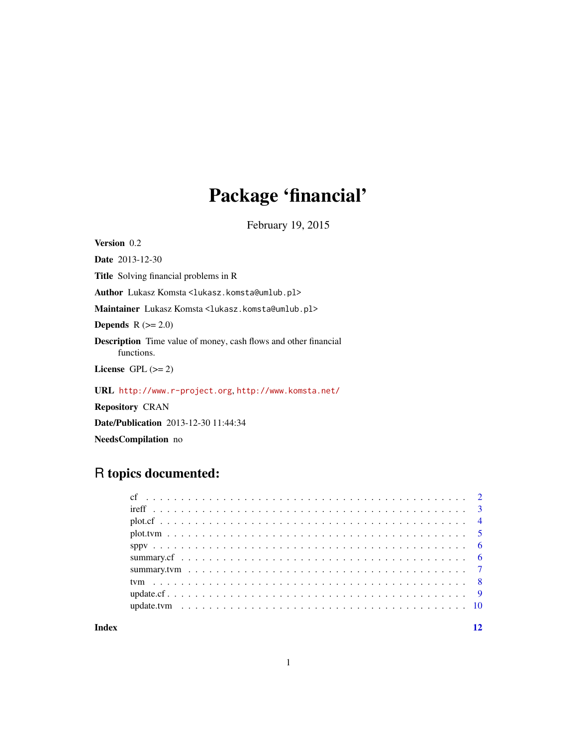# Package 'financial'

February 19, 2015

**Version** 0.2

**Date** 2013-12-30

**Title** Solving financial problems in R

**Author** Lukasz Komsta <lukasz.komsta@umlub.pl>

**Maintainer** Lukasz Komsta <lukasz.komsta@umlub.pl>

**Depends** R (>= 2.0)

**Description** Time value of money, cash flows and other financial functions.

**License** GPL (>= 2)

**URL** http://www.r-project.org, http://www.komsta.net/

**Repository** CRAN

**Date/Publication** 2013-12-30 11:44:34

**NeedsCompilation** no

## R topics documented:

- cf . . . . . 2
- ireff . . . . . 3
- plot.cf . . . . . 4
- plot.tvm . . . . . 5
- sppv . . . . . 6
- summary.cf . . . . . 6
- summary.tvm . . . . . 7
- tvm . . . . . 8
- update.cf . . . . . 9
- update.tvm . . . . . 10

**Index** 12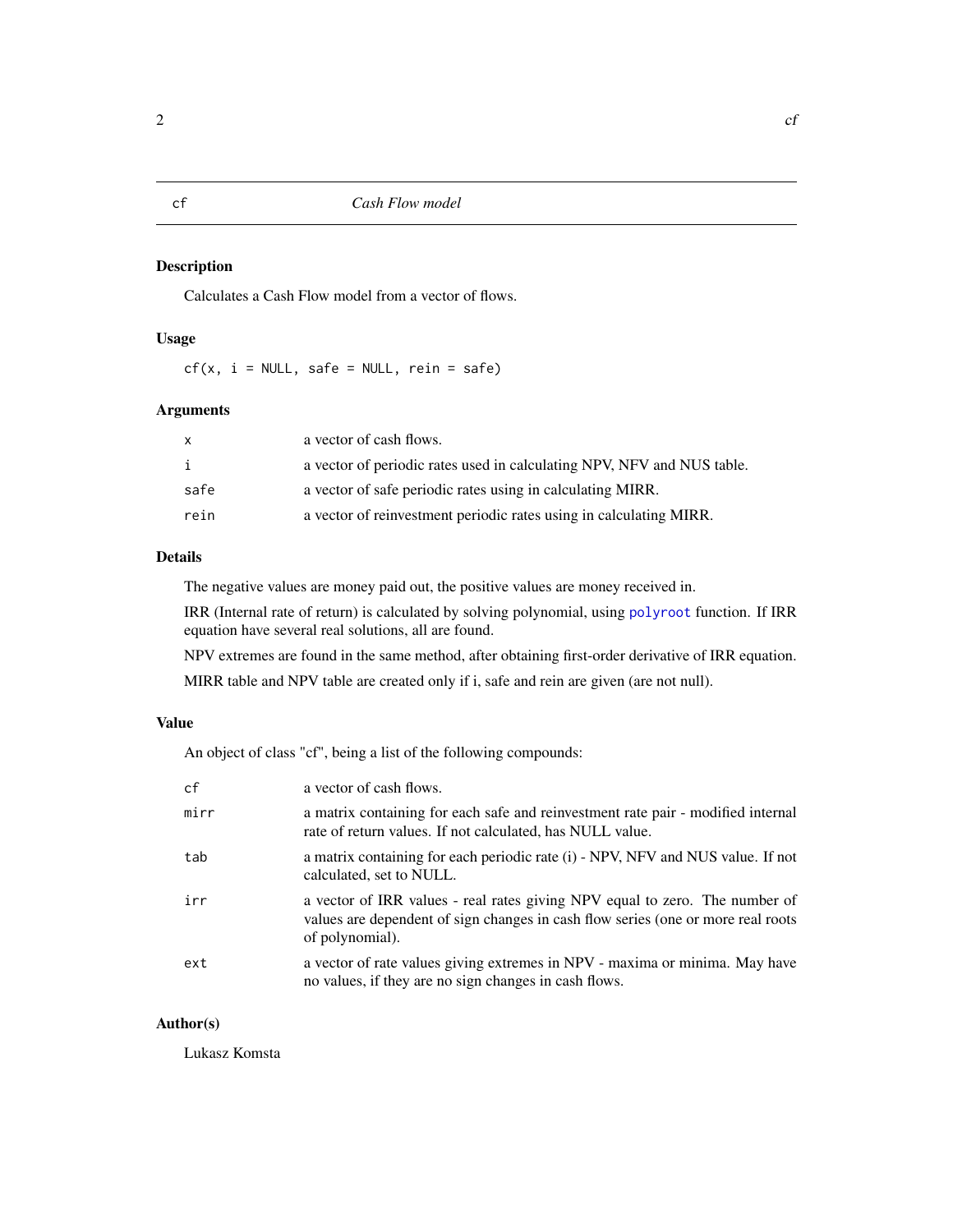# cf *Cash Flow model*

## Description

Calculates a Cash Flow model from a vector of flows.

## Usage

```
cf(x, i = NULL, safe = NULL, rein = safe)
```

## Arguments

| | |
|---|---|
| `x` | a vector of cash flows. |
| `i` | a vector of periodic rates used in calculating NPV, NFV and NUS table. |
| `safe` | a vector of safe periodic rates using in calculating MIRR. |
| `rein` | a vector of reinvestment periodic rates using in calculating MIRR. |

## Details

The negative values are money paid out, the positive values are money received in.

IRR (Internal rate of return) is calculated by solving polynomial, using `polyroot` function. If IRR equation have several real solutions, all are found.

NPV extremes are found in the same method, after obtaining first-order derivative of IRR equation.

MIRR table and NPV table are created only if i, safe and rein are given (are not null).

## Value

An object of class "cf", being a list of the following compounds:

| | |
|---|---|
| `cf` | a vector of cash flows. |
| `mirr` | a matrix containing for each safe and reinvestment rate pair - modified internal rate of return values. If not calculated, has NULL value. |
| `tab` | a matrix containing for each periodic rate (i) - NPV, NFV and NUS value. If not calculated, set to NULL. |
| `irr` | a vector of IRR values - real rates giving NPV equal to zero. The number of values are dependent of sign changes in cash flow series (one or more real roots of polynomial). |
| `ext` | a vector of rate values giving extremes in NPV - maxima or minima. May have no values, if they are no sign changes in cash flows. |

## Author(s)

Lukasz Komsta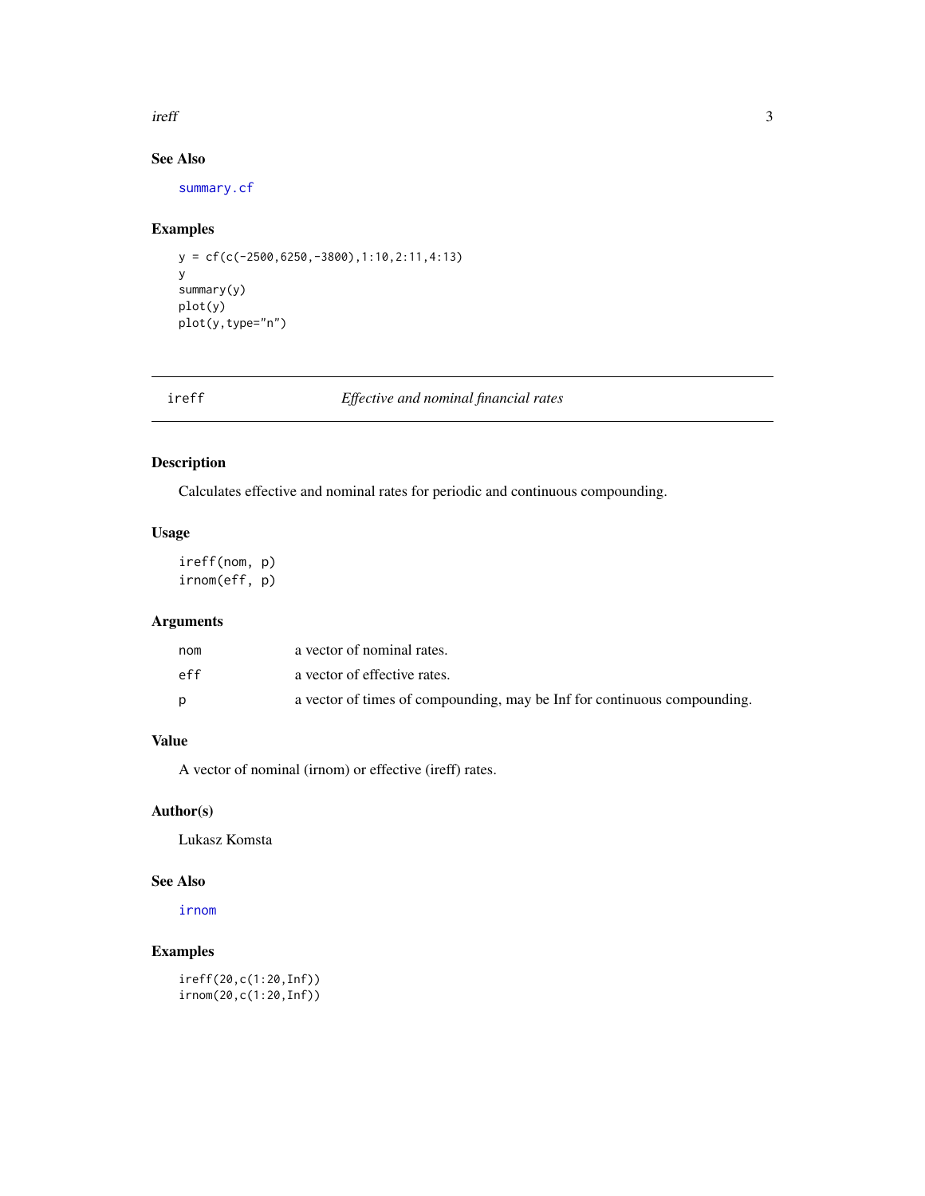## See Also

summary.cf

## Examples

```
y = cf(c(-2500,6250,-3800),1:10,2:11,4:13)
y
summary(y)
plot(y)
plot(y,type="n")
```

---

# ireff — *Effective and nominal financial rates*

## Description

Calculates effective and nominal rates for periodic and continuous compounding.

## Usage

```
ireff(nom, p)
irnom(eff, p)
```

## Arguments

| | |
|---|---|
| nom | a vector of nominal rates. |
| eff | a vector of effective rates. |
| p | a vector of times of compounding, may be Inf for continuous compounding. |

## Value

A vector of nominal (irnom) or effective (ireff) rates.

## Author(s)

Lukasz Komsta

## See Also

irnom

## Examples

```
ireff(20,c(1:20,Inf))
irnom(20,c(1:20,Inf))
```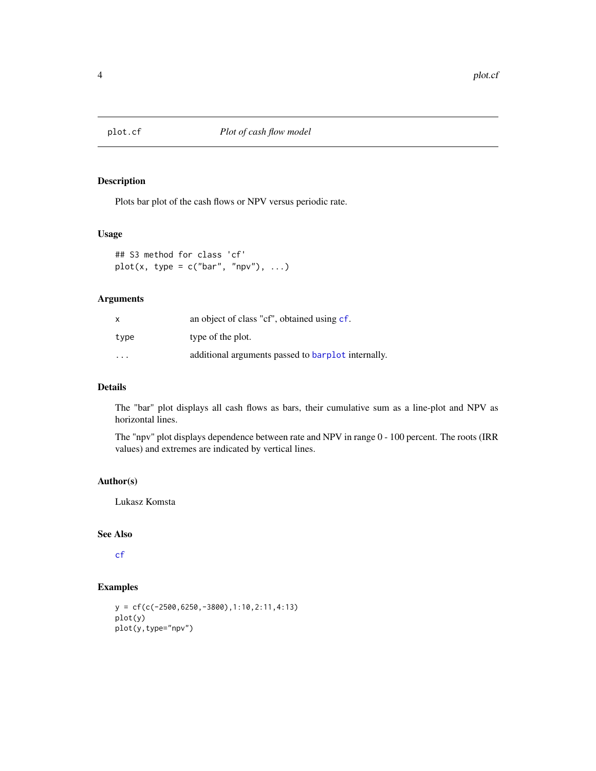## plot.cf — *Plot of cash flow model*

### Description

Plots bar plot of the cash flows or NPV versus periodic rate.

### Usage

```
## S3 method for class 'cf'
plot(x, type = c("bar", "npv"), ...)
```

### Arguments

| | |
|---|---|
| `x` | an object of class "cf", obtained using `cf`. |
| `type` | type of the plot. |
| `...` | additional arguments passed to `barplot` internally. |

### Details

The "bar" plot displays all cash flows as bars, their cumulative sum as a line-plot and NPV as horizontal lines.

The "npv" plot displays dependence between rate and NPV in range 0 - 100 percent. The roots (IRR values) and extremes are indicated by vertical lines.

### Author(s)

Lukasz Komsta

### See Also

`cf`

### Examples

```
y = cf(c(-2500,6250,-3800),1:10,2:11,4:13)
plot(y)
plot(y,type="npv")
```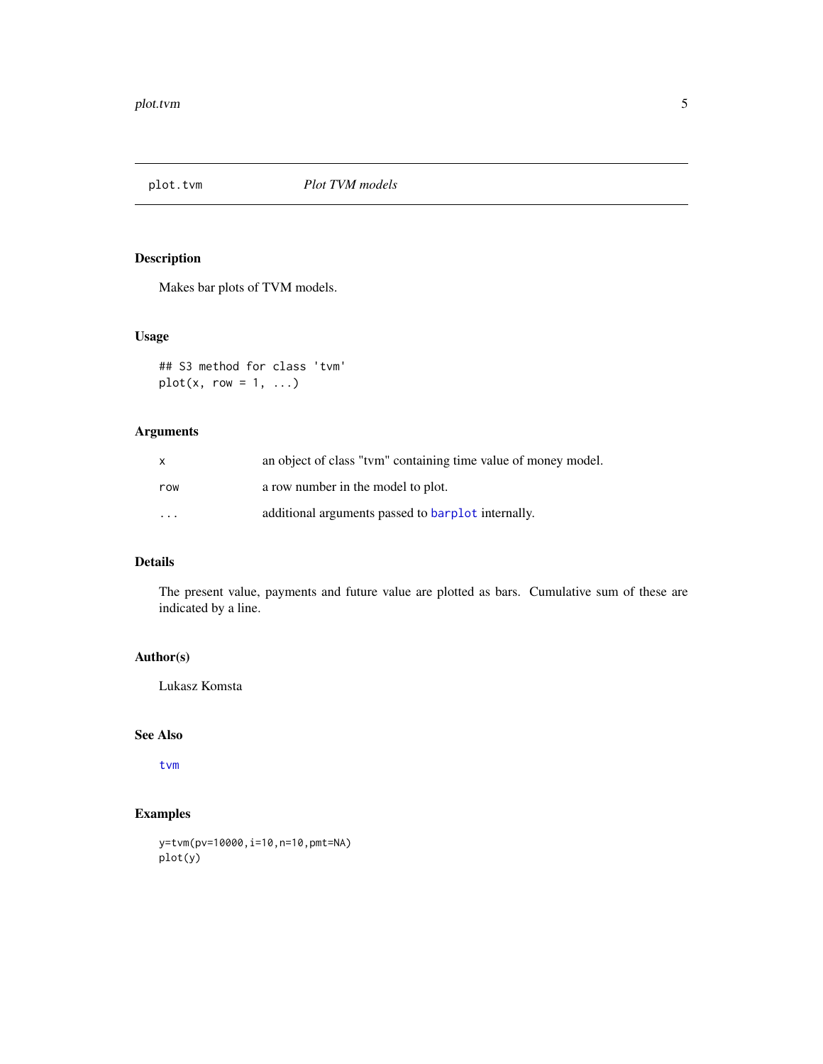# plot.tvm *Plot TVM models*

## Description

Makes bar plots of TVM models.

## Usage

```
## S3 method for class 'tvm'
plot(x, row = 1, ...)
```

## Arguments

| | |
|---|---|
| `x` | an object of class "tvm" containing time value of money model. |
| `row` | a row number in the model to plot. |
| `...` | additional arguments passed to `barplot` internally. |

## Details

The present value, payments and future value are plotted as bars. Cumulative sum of these are indicated by a line.

## Author(s)

Lukasz Komsta

## See Also

`tvm`

## Examples

```
y=tvm(pv=10000,i=10,n=10,pmt=NA)
plot(y)
```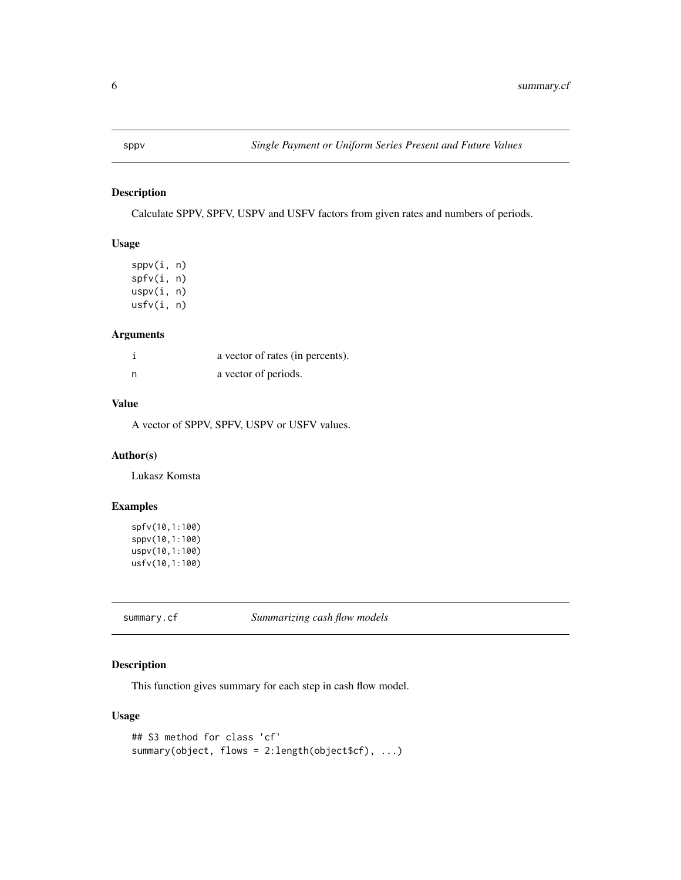## sppv *Single Payment or Uniform Series Present and Future Values*

### Description

Calculate SPPV, SPFV, USPV and USFV factors from given rates and numbers of periods.

### Usage

```
sppv(i, n)
spfv(i, n)
uspv(i, n)
usfv(i, n)
```

### Arguments

| | |
|---|---|
| i | a vector of rates (in percents). |
| n | a vector of periods. |

### Value

A vector of SPPV, SPFV, USPV or USFV values.

### Author(s)

Lukasz Komsta

### Examples

```
spfv(10,1:100)
sppv(10,1:100)
uspv(10,1:100)
usfv(10,1:100)
```

## summary.cf *Summarizing cash flow models*

### Description

This function gives summary for each step in cash flow model.

### Usage

```
## S3 method for class 'cf'
summary(object, flows = 2:length(object$cf), ...)
```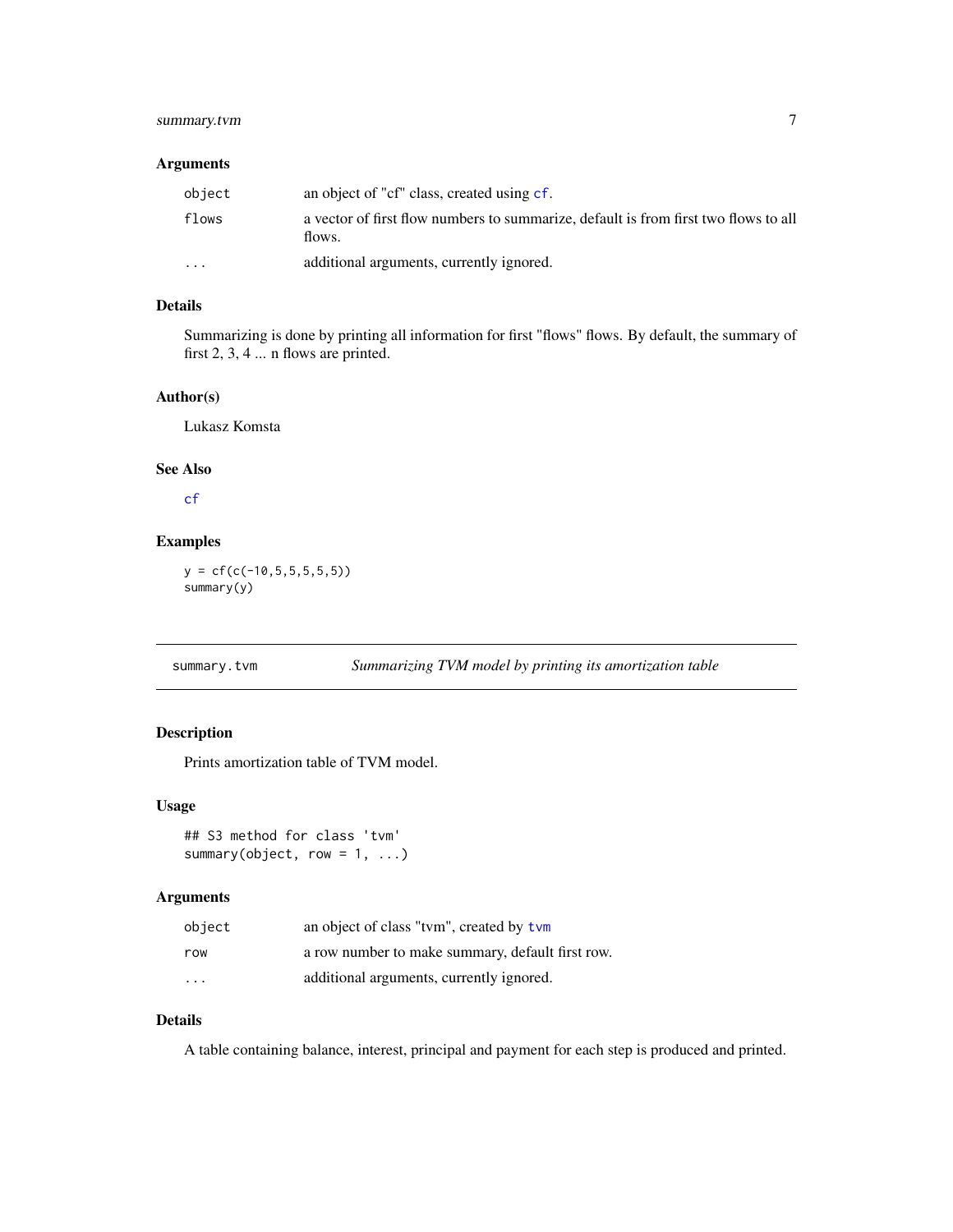### Arguments

| | |
|---|---|
| object | an object of "cf" class, created using cf. |
| flows | a vector of first flow numbers to summarize, default is from first two flows to all flows. |
| ... | additional arguments, currently ignored. |

### Details

Summarizing is done by printing all information for first "flows" flows. By default, the summary of first 2, 3, 4 ... n flows are printed.

### Author(s)

Lukasz Komsta

### See Also

cf

### Examples

```
y = cf(c(-10,5,5,5,5,5))
summary(y)
```

---

## summary.tvm    *Summarizing TVM model by printing its amortization table*

### Description

Prints amortization table of TVM model.

### Usage

```
## S3 method for class 'tvm'
summary(object, row = 1, ...)
```

### Arguments

| | |
|---|---|
| object | an object of class "tvm", created by tvm |
| row | a row number to make summary, default first row. |
| ... | additional arguments, currently ignored. |

### Details

A table containing balance, interest, principal and payment for each step is produced and printed.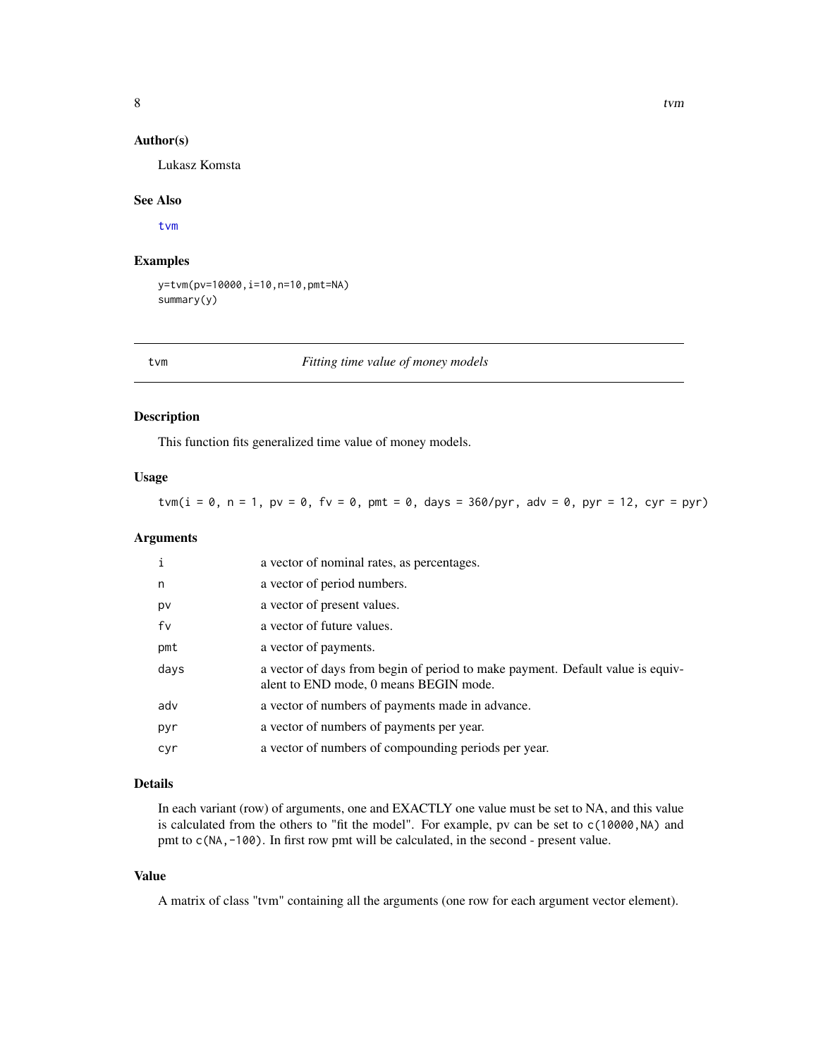### Author(s)

Lukasz Komsta

### See Also

tvm

### Examples

```
y=tvm(pv=10000,i=10,n=10,pmt=NA)
summary(y)
```

---

## tvm — *Fitting time value of money models*

### Description

This function fits generalized time value of money models.

### Usage

```
tvm(i = 0, n = 1, pv = 0, fv = 0, pmt = 0, days = 360/pyr, adv = 0, pyr = 12, cyr = pyr)
```

### Arguments

| | |
|---|---|
| `i` | a vector of nominal rates, as percentages. |
| `n` | a vector of period numbers. |
| `pv` | a vector of present values. |
| `fv` | a vector of future values. |
| `pmt` | a vector of payments. |
| `days` | a vector of days from begin of period to make payment. Default value is equivalent to END mode, 0 means BEGIN mode. |
| `adv` | a vector of numbers of payments made in advance. |
| `pyr` | a vector of numbers of payments per year. |
| `cyr` | a vector of numbers of compounding periods per year. |

### Details

In each variant (row) of arguments, one and EXACTLY one value must be set to NA, and this value is calculated from the others to "fit the model". For example, pv can be set to `c(10000,NA)` and pmt to `c(NA,-100)`. In first row pmt will be calculated, in the second - present value.

### Value

A matrix of class "tvm" containing all the arguments (one row for each argument vector element).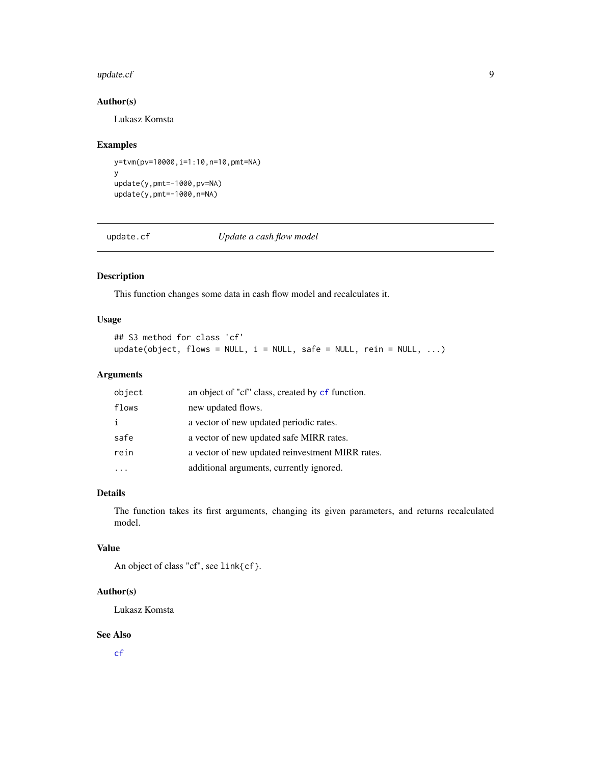## Author(s)

Lukasz Komsta

## Examples

```
y=tvm(pv=10000,i=1:10,n=10,pmt=NA)
y
update(y,pmt=-1000,pv=NA)
update(y,pmt=-1000,n=NA)
```

---

# update.cf — *Update a cash flow model*

## Description

This function changes some data in cash flow model and recalculates it.

## Usage

```
## S3 method for class 'cf'
update(object, flows = NULL, i = NULL, safe = NULL, rein = NULL, ...)
```

## Arguments

| | |
|---|---|
| object | an object of "cf" class, created by cf function. |
| flows | new updated flows. |
| i | a vector of new updated periodic rates. |
| safe | a vector of new updated safe MIRR rates. |
| rein | a vector of new updated reinvestment MIRR rates. |
| ... | additional arguments, currently ignored. |

## Details

The function takes its first arguments, changing its given parameters, and returns recalculated model.

## Value

An object of class "cf", see link{cf}.

## Author(s)

Lukasz Komsta

## See Also

cf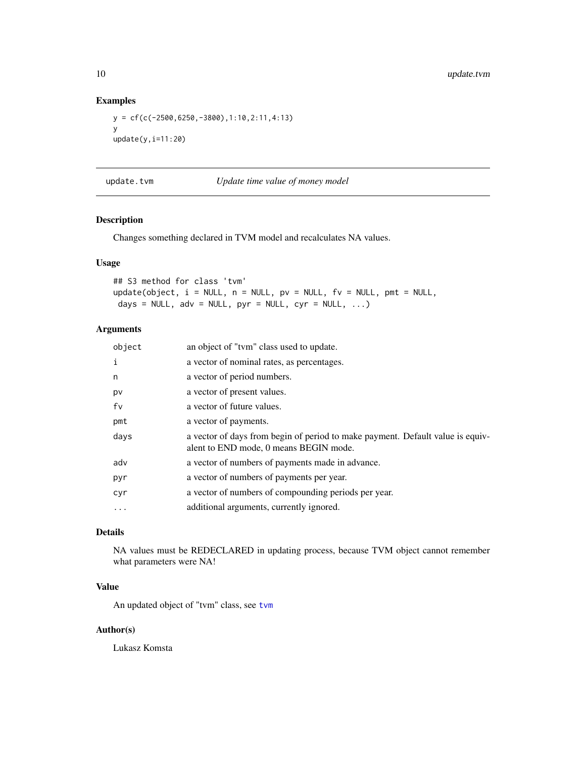### Examples

```
y = cf(c(-2500,6250,-3800),1:10,2:11,4:13)
y
update(y,i=11:20)
```

---

## update.tvm *Update time value of money model*

---

### Description

Changes something declared in TVM model and recalculates NA values.

### Usage

```
## S3 method for class 'tvm'
update(object, i = NULL, n = NULL, pv = NULL, fv = NULL, pmt = NULL,
 days = NULL, adv = NULL, pyr = NULL, cyr = NULL, ...)
```

### Arguments

| | |
|---|---|
| `object` | an object of "tvm" class used to update. |
| `i` | a vector of nominal rates, as percentages. |
| `n` | a vector of period numbers. |
| `pv` | a vector of present values. |
| `fv` | a vector of future values. |
| `pmt` | a vector of payments. |
| `days` | a vector of days from begin of period to make payment. Default value is equivalent to END mode, 0 means BEGIN mode. |
| `adv` | a vector of numbers of payments made in advance. |
| `pyr` | a vector of numbers of payments per year. |
| `cyr` | a vector of numbers of compounding periods per year. |
| `...` | additional arguments, currently ignored. |

### Details

NA values must be REDECLARED in updating process, because TVM object cannot remember what parameters were NA!

### Value

An updated object of "tvm" class, see `tvm`

### Author(s)

Lukasz Komsta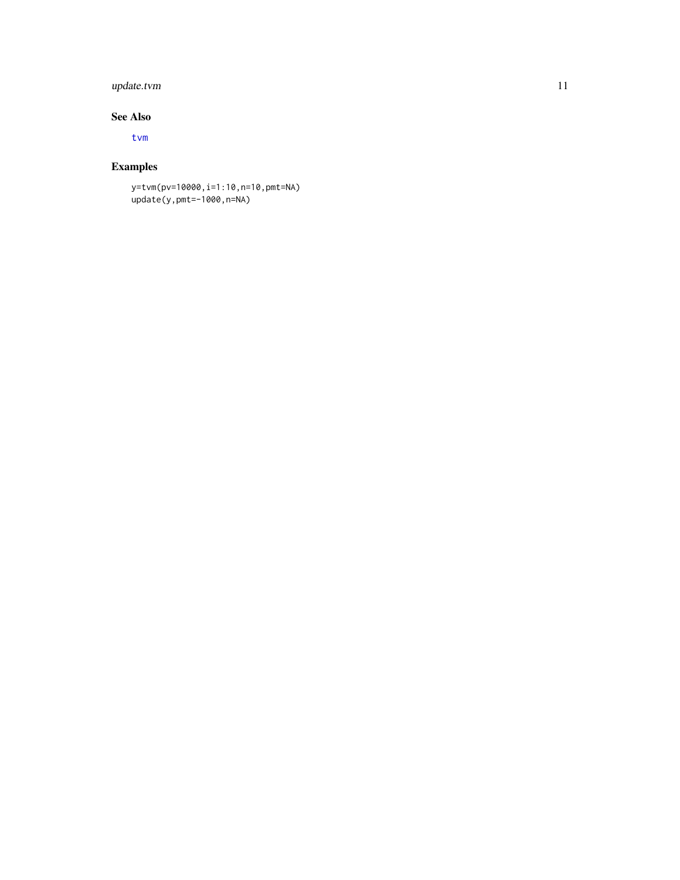## See Also

tvm

## Examples

```
y=tvm(pv=10000,i=1:10,n=10,pmt=NA)
update(y,pmt=-1000,n=NA)
```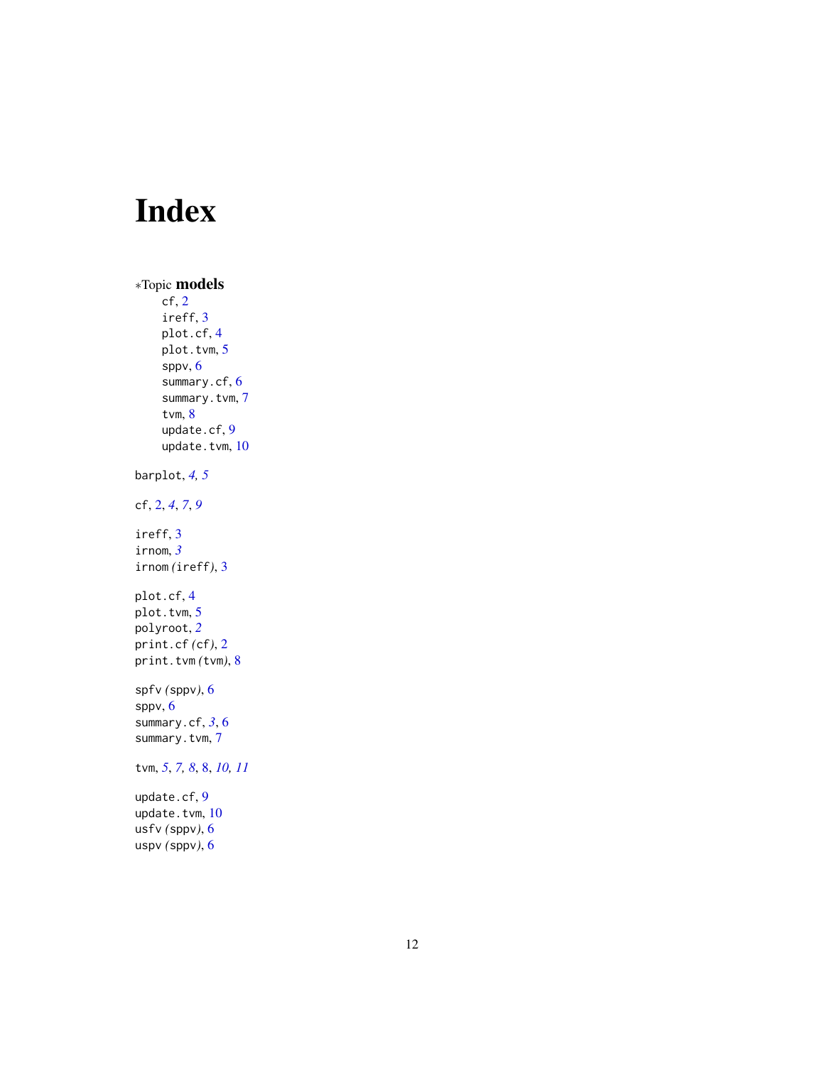# Index

∗Topic **models**

- cf, 2
- ireff, 3
- plot.cf, 4
- plot.tvm, 5
- sppv, 6
- summary.cf, 6
- summary.tvm, 7
- tvm, 8
- update.cf, 9
- update.tvm, 10

barplot, *4, 5*

cf, 2, *4*, *7*, *9*

ireff, 3
irnom, *3*
irnom *(*ireff*)*, 3

plot.cf, 4
plot.tvm, 5
polyroot, *2*
print.cf *(*cf*)*, 2
print.tvm *(*tvm*)*, 8

spfv *(*sppv*)*, 6
sppv, 6
summary.cf, *3*, 6
summary.tvm, 7

tvm, *5*, *7, 8*, 8, *10, 11*

update.cf, 9
update.tvm, 10
usfv *(*sppv*)*, 6
uspv *(*sppv*)*, 6